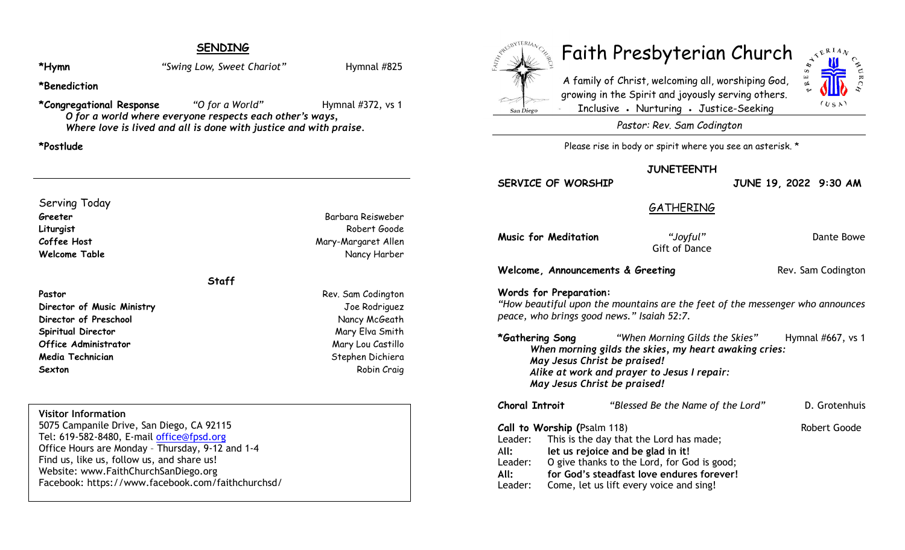## SENDING

**\*Hymn** *"Swing Low, Sweet Chariot"* Hymnal #825

**\*Benediction**

**\*Congregational Response** *"O for a World"* Hymnal #372, vs 1

***O for a world where everyone respects each other's ways,***
***Where love is lived and all is done with justice and with praise.***

**\*Postlude**

---

Serving Today

| | |
|---|---|
| **Greeter** | Barbara Reisweber |
| **Liturgist** | Robert Goode |
| **Coffee Host** | Mary-Margaret Allen |
| **Welcome Table** | Nancy Harber |

**Staff**

| | |
|---|---|
| **Pastor** | Rev. Sam Codington |
| **Director of Music Ministry** | Joe Rodriguez |
| **Director of Preschool** | Nancy McGeath |
| **Spiritual Director** | Mary Elva Smith |
| **Office Administrator** | Mary Lou Castillo |
| **Media Technician** | Stephen Dichiera |
| **Sexton** | Robin Craig |

**Visitor Information**
5075 Campanile Drive, San Diego, CA 92115
Tel: 619-582-8480, E-mail office@fpsd.org
Office Hours are Monday – Thursday, 9-12 and 1-4
Find us, like us, follow us, and share us!
Website: www.FaithChurchSanDiego.org
Facebook: https://www.facebook.com/faithchurchsd/

# Faith Presbyterian Church

A family of Christ, welcoming all, worshiping God, growing in the Spirit and joyously serving others.
Inclusive • Nurturing • Justice-Seeking

*Pastor: Rev. Sam Codington*

Please rise in body or spirit where you see an asterisk. *

**JUNETEENTH**

**SERVICE OF WORSHIP** **JUNE 19, 2022 9:30 AM**

## GATHERING

**Music for Meditation** *"Joyful"* Gift of Dance — Dante Bowe

**Welcome, Announcements & Greeting** Rev. Sam Codington

**Words for Preparation:**
*"How beautiful upon the mountains are the feet of the messenger who announces peace, who brings good news." Isaiah 52:7.*

**\*Gathering Song** *"When Morning Gilds the Skies"* Hymnal #667, vs 1

***When morning gilds the skies, my heart awaking cries:***
***May Jesus Christ be praised!***
***Alike at work and prayer to Jesus I repair:***
***May Jesus Christ be praised!***

**Choral Introit** *"Blessed Be the Name of the Lord"* D. Grotenhuis

**Call to Worship (**Psalm 118) Robert Goode

Leader: This is the day that the Lord has made;
**All: let us rejoice and be glad in it!**
Leader: O give thanks to the Lord, for God is good;
**All: for God's steadfast love endures forever!**
Leader: Come, let us lift every voice and sing!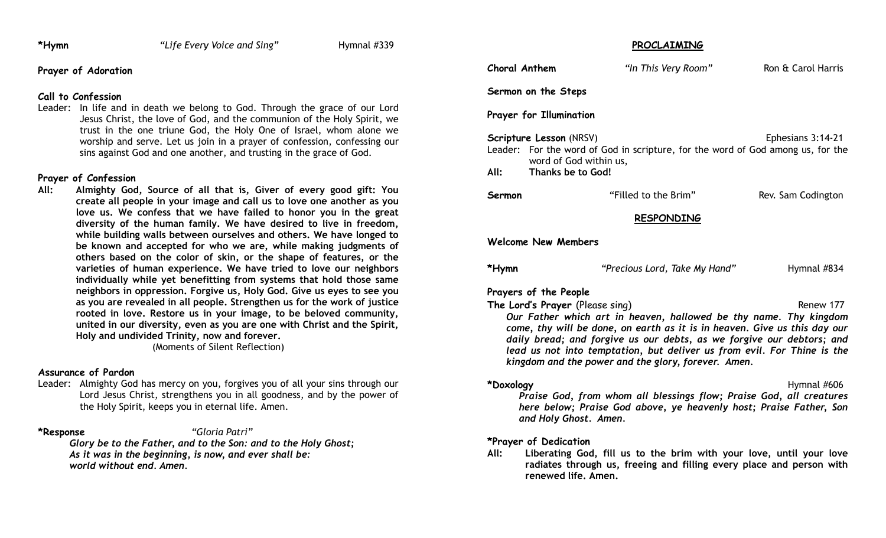**\*Hymn** *"Life Every Voice and Sing"* Hymnal #339

**Prayer of Adoration**

**Call to Confession**

Leader: In life and in death we belong to God. Through the grace of our Lord Jesus Christ, the love of God, and the communion of the Holy Spirit, we trust in the one triune God, the Holy One of Israel, whom alone we worship and serve. Let us join in a prayer of confession, confessing our sins against God and one another, and trusting in the grace of God.

**Prayer of Confession**

**All: Almighty God, Source of all that is, Giver of every good gift: You create all people in your image and call us to love one another as you love us. We confess that we have failed to honor you in the great diversity of the human family. We have desired to live in freedom, while building walls between ourselves and others. We have longed to be known and accepted for who we are, while making judgments of others based on the color of skin, or the shape of features, or the varieties of human experience. We have tried to love our neighbors individually while yet benefitting from systems that hold those same neighbors in oppression. Forgive us, Holy God. Give us eyes to see you as you are revealed in all people. Strengthen us for the work of justice rooted in love. Restore us in your image, to be beloved community, united in our diversity, even as you are one with Christ and the Spirit, Holy and undivided Trinity, now and forever.**

(Moments of Silent Reflection)

**Assurance of Pardon**

Leader: Almighty God has mercy on you, forgives you of all your sins through our Lord Jesus Christ, strengthens you in all goodness, and by the power of the Holy Spirit, keeps you in eternal life. Amen.

**\*Response** *"Gloria Patri"*

***Glory be to the Father, and to the Son: and to the Holy Ghost;***
***As it was in the beginning, is now, and ever shall be:***
***world without end. Amen.***

## PROCLAIMING

**Choral Anthem** *"In This Very Room"* Ron & Carol Harris

**Sermon on the Steps**

**Prayer for Illumination**

**Scripture Lesson** (NRSV) Ephesians 3:14-21

Leader: For the word of God in scripture, for the word of God among us, for the word of God within us,

**All: Thanks be to God!**

**Sermon** "Filled to the Brim" Rev. Sam Codington

## RESPONDING

**Welcome New Members**

**\*Hymn** *"Precious Lord, Take My Hand"* Hymnal #834

**Prayers of the People**

**The Lord's Prayer** (Please sing) Renew 177

***Our Father which art in heaven, hallowed be thy name. Thy kingdom come, thy will be done, on earth as it is in heaven. Give us this day our daily bread; and forgive us our debts, as we forgive our debtors; and lead us not into temptation, but deliver us from evil. For Thine is the kingdom and the power and the glory, forever. Amen.***

**\*Doxology** Hymnal #606

***Praise God, from whom all blessings flow; Praise God, all creatures here below; Praise God above, ye heavenly host; Praise Father, Son and Holy Ghost. Amen.***

**\*Prayer of Dedication**

**All: Liberating God, fill us to the brim with your love, until your love radiates through us, freeing and filling every place and person with renewed life. Amen.**